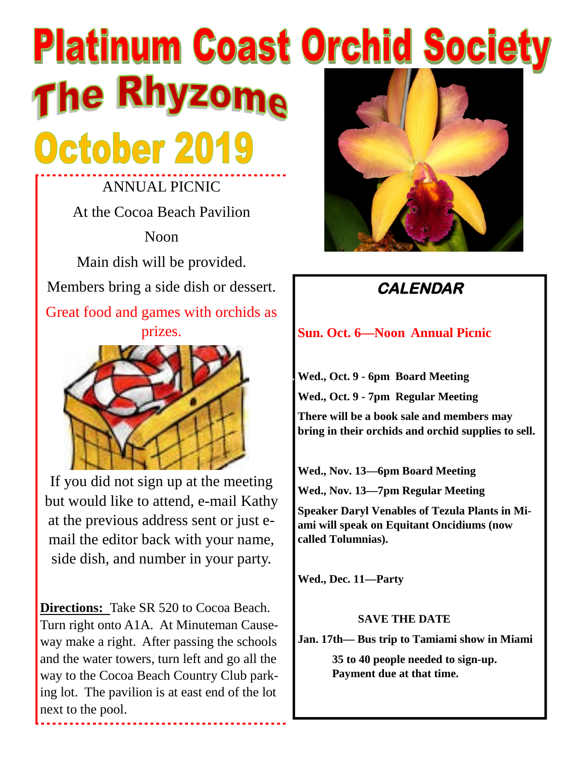# Platinum Coast Orchid Society

# The Rhyzome

## October 2019

ANNUAL PICNIC

At the Cocoa Beach Pavilion

Noon

Main dish will be provided.

Members bring a side dish or dessert.

Great food and games with orchids as prizes.

If you did not sign up at the meeting but would like to attend, e-mail Kathy at the previous address sent or just e-mail the editor back with your name, side dish, and number in your party.

**Directions:** Take SR 520 to Cocoa Beach. Turn right onto A1A. At Minuteman Causeway make a right. After passing the schools and the water towers, turn left and go all the way to the Cocoa Beach Country Club parking lot. The pavilion is at east end of the lot next to the pool.

### *CALENDAR*

**Sun. Oct. 6—Noon Annual Picnic**

**Wed., Oct. 9 - 6pm Board Meeting**

**Wed., Oct. 9 - 7pm Regular Meeting**

**There will be a book sale and members may bring in their orchids and orchid supplies to sell.**

**Wed., Nov. 13—6pm Board Meeting**

**Wed., Nov. 13—7pm Regular Meeting**

**Speaker Daryl Venables of Tezula Plants in Miami will speak on Equitant Oncidiums (now called Tolumnias).**

**Wed., Dec. 11—Party**

**SAVE THE DATE**

**Jan. 17th— Bus trip to Tamiami show in Miami**

**35 to 40 people needed to sign-up. Payment due at that time.**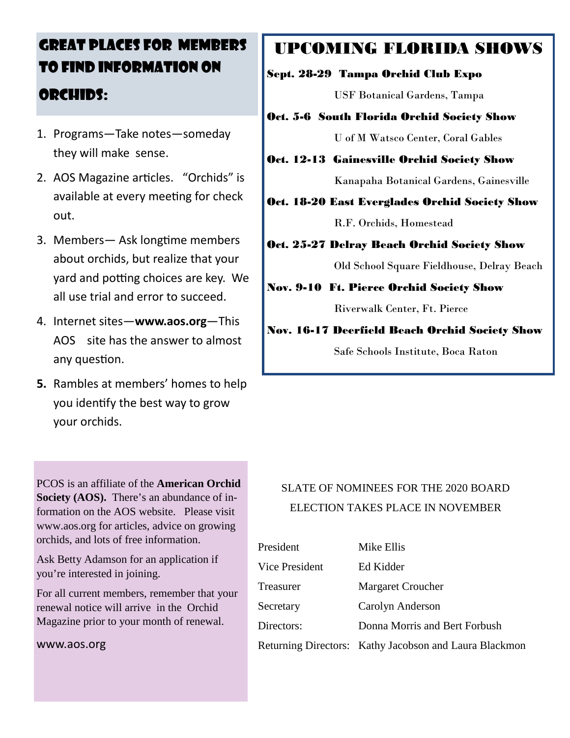## GREAT PLACES FOR MEMBERS TO FIND INFORMATION ON ORCHIDS:

1. Programs—Take notes—someday they will make sense.
2. AOS Magazine articles. "Orchids" is available at every meeting for check out.
3. Members— Ask longtime members about orchids, but realize that your yard and potting choices are key. We all use trial and error to succeed.
4. Internet sites—**www.aos.org**—This AOS site has the answer to almost any question.
5. Rambles at members' homes to help you identify the best way to grow your orchids.

## UPCOMING FLORIDA SHOWS

**Sept. 28-29 Tampa Orchid Club Expo**
USF Botanical Gardens, Tampa

**Oct. 5-6 South Florida Orchid Society Show**
U of M Watsco Center, Coral Gables

**Oct. 12-13 Gainesville Orchid Society Show**
Kanapaha Botanical Gardens, Gainesville

**Oct. 18-20 East Everglades Orchid Society Show**
R.F. Orchids, Homestead

**Oct. 25-27 Delray Beach Orchid Society Show**
Old School Square Fieldhouse, Delray Beach

**Nov. 9-10 Ft. Pierce Orchid Society Show**
Riverwalk Center, Ft. Pierce

**Nov. 16-17 Deerfield Beach Orchid Society Show**
Safe Schools Institute, Boca Raton

PCOS is an affiliate of the **American Orchid Society (AOS).** There's an abundance of information on the AOS website. Please visit www.aos.org for articles, advice on growing orchids, and lots of free information.

Ask Betty Adamson for an application if you're interested in joining.

For all current members, remember that your renewal notice will arrive in the Orchid Magazine prior to your month of renewal.

www.aos.org

SLATE OF NOMINEES FOR THE 2020 BOARD ELECTION TAKES PLACE IN NOVEMBER

| | |
|---|---|
| President | Mike Ellis |
| Vice President | Ed Kidder |
| Treasurer | Margaret Croucher |
| Secretary | Carolyn Anderson |
| Directors: | Donna Morris and Bert Forbush |
| Returning Directors: | Kathy Jacobson and Laura Blackmon |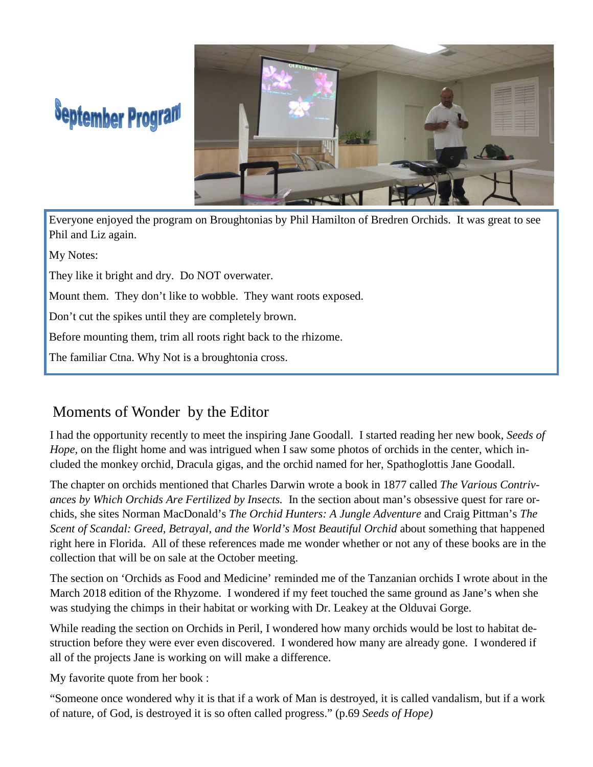# September Program

Everyone enjoyed the program on Broughtonias by Phil Hamilton of Bredren Orchids. It was great to see Phil and Liz again.

My Notes:

They like it bright and dry. Do NOT overwater.

Mount them. They don't like to wobble. They want roots exposed.

Don't cut the spikes until they are completely brown.

Before mounting them, trim all roots right back to the rhizome.

The familiar Ctna. Why Not is a broughtonia cross.

## Moments of Wonder by the Editor

I had the opportunity recently to meet the inspiring Jane Goodall. I started reading her new book, *Seeds of Hope,* on the flight home and was intrigued when I saw some photos of orchids in the center, which included the monkey orchid, Dracula gigas, and the orchid named for her, Spathoglottis Jane Goodall.

The chapter on orchids mentioned that Charles Darwin wrote a book in 1877 called *The Various Contrivances by Which Orchids Are Fertilized by Insects.* In the section about man's obsessive quest for rare orchids, she sites Norman MacDonald's *The Orchid Hunters: A Jungle Adventure* and Craig Pittman's *The Scent of Scandal: Greed, Betrayal, and the World's Most Beautiful Orchid* about something that happened right here in Florida. All of these references made me wonder whether or not any of these books are in the collection that will be on sale at the October meeting.

The section on 'Orchids as Food and Medicine' reminded me of the Tanzanian orchids I wrote about in the March 2018 edition of the Rhyzome. I wondered if my feet touched the same ground as Jane's when she was studying the chimps in their habitat or working with Dr. Leakey at the Olduvai Gorge.

While reading the section on Orchids in Peril, I wondered how many orchids would be lost to habitat destruction before they were ever even discovered. I wondered how many are already gone. I wondered if all of the projects Jane is working on will make a difference.

My favorite quote from her book :

"Someone once wondered why it is that if a work of Man is destroyed, it is called vandalism, but if a work of nature, of God, is destroyed it is so often called progress." (p.69 *Seeds of Hope)*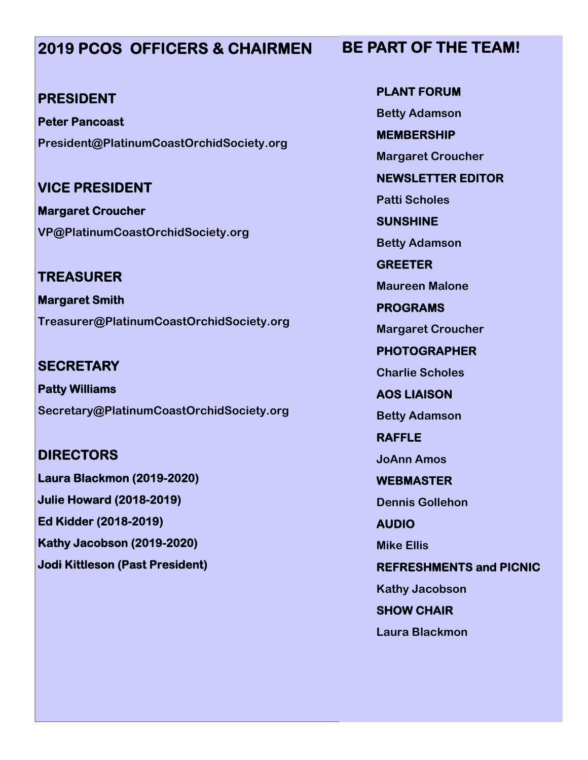## 2019 PCOS OFFICERS & CHAIRMEN

### PRESIDENT

**Peter Pancoast**

**President@PlatinumCoastOrchidSociety.org**

### VICE PRESIDENT

**Margaret Croucher**

**VP@PlatinumCoastOrchidSociety.org**

### TREASURER

**Margaret Smith**

**Treasurer@PlatinumCoastOrchidSociety.org**

### SECRETARY

**Patty Williams**

**Secretary@PlatinumCoastOrchidSociety.org**

### DIRECTORS

**Laura Blackmon (2019-2020)**

**Julie Howard (2018-2019)**

**Ed Kidder (2018-2019)**

**Kathy Jacobson (2019-2020)**

**Jodi Kittleson (Past President)**

## BE PART OF THE TEAM!

**PLANT FORUM**

**Betty Adamson**

**MEMBERSHIP**

**Margaret Croucher**

**NEWSLETTER EDITOR**

**Patti Scholes**

**SUNSHINE**

**Betty Adamson**

**GREETER**

**Maureen Malone**

**PROGRAMS**

**Margaret Croucher**

**PHOTOGRAPHER**

**Charlie Scholes**

**AOS LIAISON**

**Betty Adamson**

**RAFFLE**

**JoAnn Amos**

**WEBMASTER**

**Dennis Gollehon**

**AUDIO**

**Mike Ellis**

**REFRESHMENTS and PICNIC**

**Kathy Jacobson**

**SHOW CHAIR**

**Laura Blackmon**